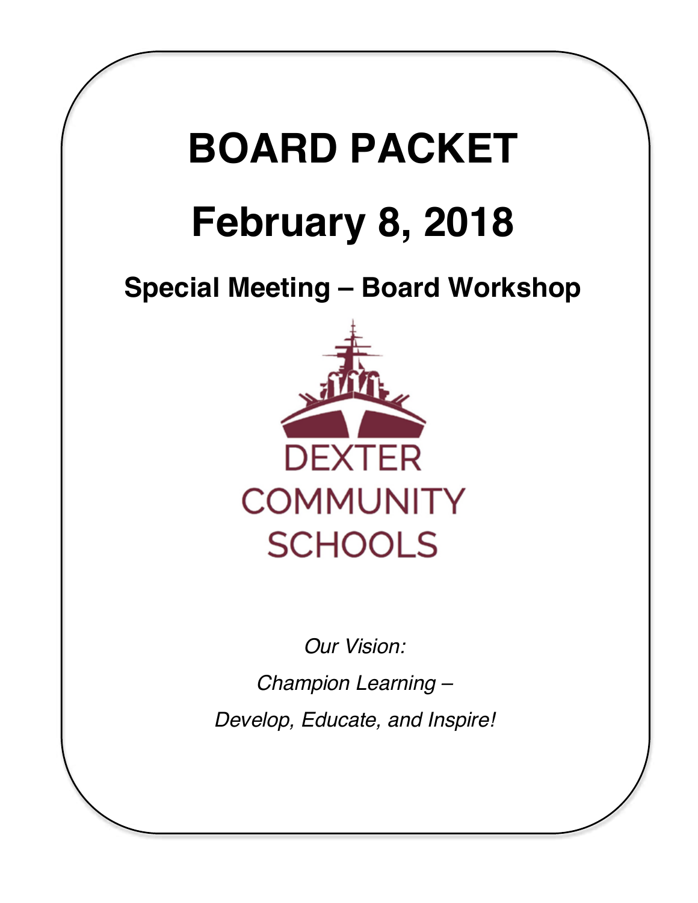# BOARD PACKET

# February 8, 2018

## Special Meeting – Board Workshop

DEXTER COMMUNITY SCHOOLS

*Our Vision:*

*Champion Learning –*

*Develop, Educate, and Inspire!*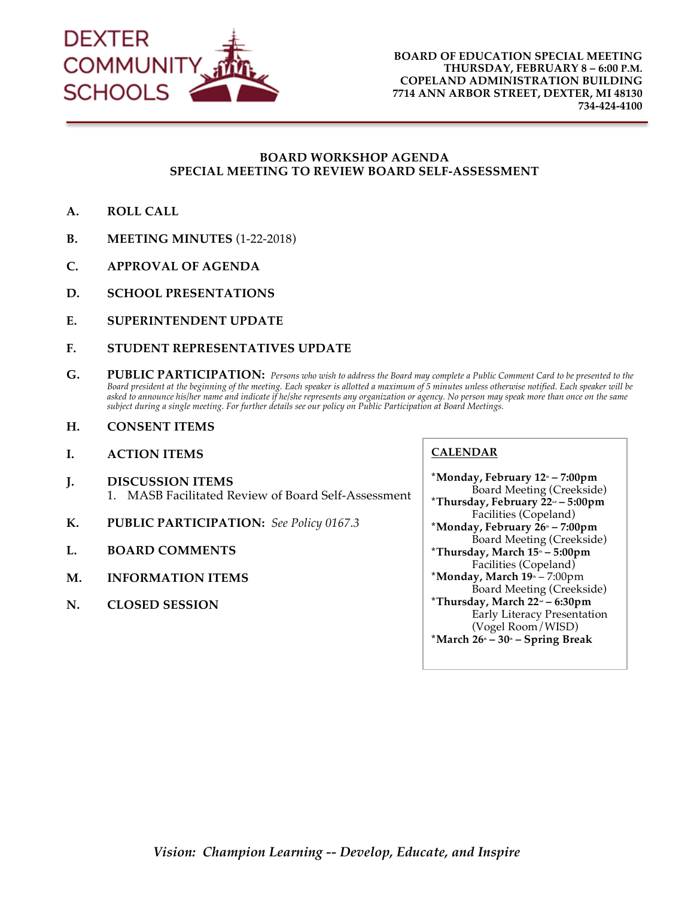DEXTER COMMUNITY SCHOOLS

**BOARD OF EDUCATION SPECIAL MEETING**
**THURSDAY, FEBRUARY 8 – 6:00 P.M.**
**COPELAND ADMINISTRATION BUILDING**
**7714 ANN ARBOR STREET, DEXTER, MI 48130**
**734-424-4100**

## BOARD WORKSHOP AGENDA
## SPECIAL MEETING TO REVIEW BOARD SELF-ASSESSMENT

**A. ROLL CALL**

**B. MEETING MINUTES** (1-22-2018)

**C. APPROVAL OF AGENDA**

**D. SCHOOL PRESENTATIONS**

**E. SUPERINTENDENT UPDATE**

**F. STUDENT REPRESENTATIVES UPDATE**

**G. PUBLIC PARTICIPATION:** *Persons who wish to address the Board may complete a Public Comment Card to be presented to the Board president at the beginning of the meeting. Each speaker is allotted a maximum of 5 minutes unless otherwise notified. Each speaker will be asked to announce his/her name and indicate if he/she represents any organization or agency. No person may speak more than once on the same subject during a single meeting. For further details see our policy on Public Participation at Board Meetings.*

**H. CONSENT ITEMS**

**I. ACTION ITEMS**

**J. DISCUSSION ITEMS**
1. MASB Facilitated Review of Board Self-Assessment

**K. PUBLIC PARTICIPATION:** *See Policy 0167.3*

**L. BOARD COMMENTS**

**M. INFORMATION ITEMS**

**N. CLOSED SESSION**

**CALENDAR**

*__Monday, February 12th – 7:00pm__
Board Meeting (Creekside)
*__Thursday, February 22nd – 5:00pm__
Facilities (Copeland)
*__Monday, February 26th – 7:00pm__
Board Meeting (Creekside)
*__Thursday, March 15th – 5:00pm__
Facilities (Copeland)
*__Monday, March 19th__ – 7:00pm
Board Meeting (Creekside)
*__Thursday, March 22nd – 6:30pm__
Early Literacy Presentation
(Vogel Room/WISD)
*__March 26th – 30th – Spring Break__

*Vision: Champion Learning -- Develop, Educate, and Inspire*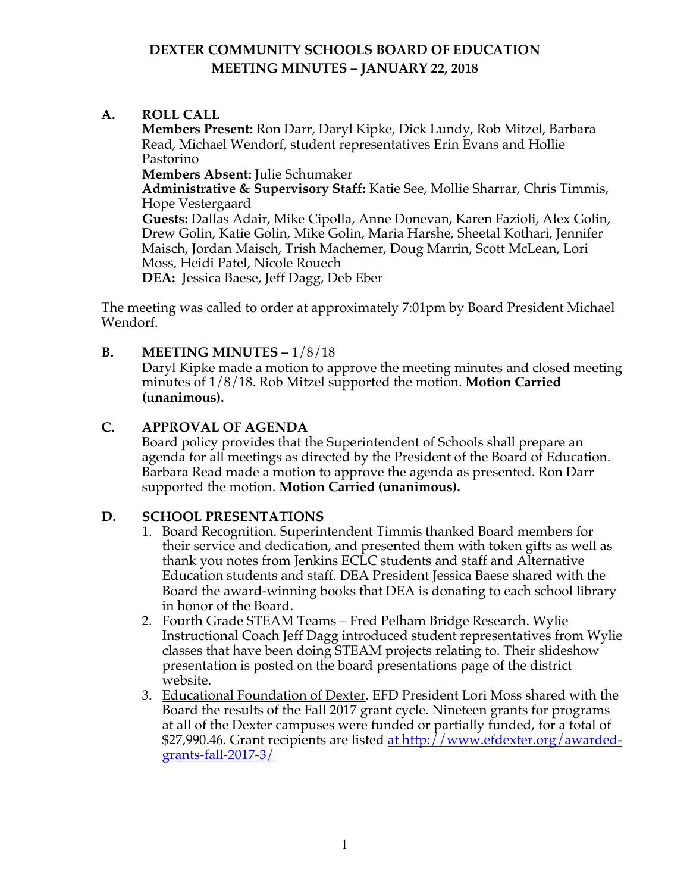# DEXTER COMMUNITY SCHOOLS BOARD OF EDUCATION
## MEETING MINUTES – JANUARY 22, 2018

**A. ROLL CALL**

**Members Present:** Ron Darr, Daryl Kipke, Dick Lundy, Rob Mitzel, Barbara Read, Michael Wendorf, student representatives Erin Evans and Hollie Pastorino

**Members Absent:** Julie Schumaker

**Administrative & Supervisory Staff:** Katie See, Mollie Sharrar, Chris Timmis, Hope Vestergaard

**Guests:** Dallas Adair, Mike Cipolla, Anne Donevan, Karen Fazioli, Alex Golin, Drew Golin, Katie Golin, Mike Golin, Maria Harshe, Sheetal Kothari, Jennifer Maisch, Jordan Maisch, Trish Machemer, Doug Marrin, Scott McLean, Lori Moss, Heidi Patel, Nicole Rouech

**DEA:** Jessica Baese, Jeff Dagg, Deb Eber

The meeting was called to order at approximately 7:01pm by Board President Michael Wendorf.

**B. MEETING MINUTES –** 1/8/18

Daryl Kipke made a motion to approve the meeting minutes and closed meeting minutes of 1/8/18. Rob Mitzel supported the motion. **Motion Carried (unanimous).**

**C. APPROVAL OF AGENDA**

Board policy provides that the Superintendent of Schools shall prepare an agenda for all meetings as directed by the President of the Board of Education. Barbara Read made a motion to approve the agenda as presented. Ron Darr supported the motion. **Motion Carried (unanimous).**

**D. SCHOOL PRESENTATIONS**

1. Board Recognition. Superintendent Timmis thanked Board members for their service and dedication, and presented them with token gifts as well as thank you notes from Jenkins ECLC students and staff and Alternative Education students and staff. DEA President Jessica Baese shared with the Board the award-winning books that DEA is donating to each school library in honor of the Board.
2. Fourth Grade STEAM Teams – Fred Pelham Bridge Research. Wylie Instructional Coach Jeff Dagg introduced student representatives from Wylie classes that have been doing STEAM projects relating to. Their slideshow presentation is posted on the board presentations page of the district website.
3. Educational Foundation of Dexter. EFD President Lori Moss shared with the Board the results of the Fall 2017 grant cycle. Nineteen grants for programs at all of the Dexter campuses were funded or partially funded, for a total of $27,990.46. Grant recipients are listed at http://www.efdexter.org/awarded-grants-fall-2017-3/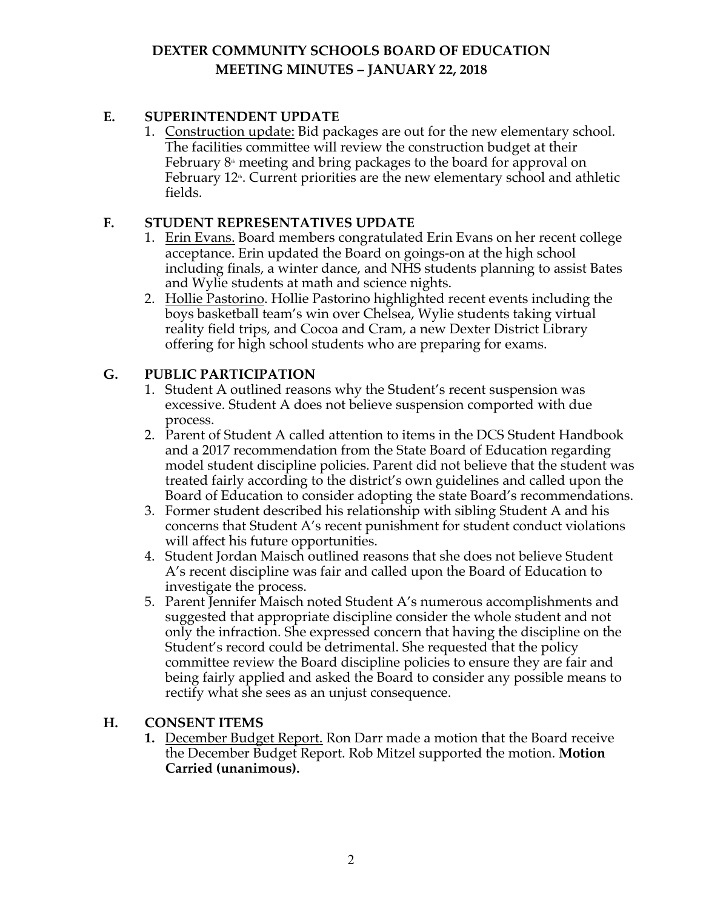# DEXTER COMMUNITY SCHOOLS BOARD OF EDUCATION
# MEETING MINUTES – JANUARY 22, 2018

## E. SUPERINTENDENT UPDATE

1. Construction update: Bid packages are out for the new elementary school. The facilities committee will review the construction budget at their February 8th meeting and bring packages to the board for approval on February 12th. Current priorities are the new elementary school and athletic fields.

## F. STUDENT REPRESENTATIVES UPDATE

1. Erin Evans. Board members congratulated Erin Evans on her recent college acceptance. Erin updated the Board on goings-on at the high school including finals, a winter dance, and NHS students planning to assist Bates and Wylie students at math and science nights.
2. Hollie Pastorino. Hollie Pastorino highlighted recent events including the boys basketball team's win over Chelsea, Wylie students taking virtual reality field trips, and Cocoa and Cram, a new Dexter District Library offering for high school students who are preparing for exams.

## G. PUBLIC PARTICIPATION

1. Student A outlined reasons why the Student's recent suspension was excessive. Student A does not believe suspension comported with due process.
2. Parent of Student A called attention to items in the DCS Student Handbook and a 2017 recommendation from the State Board of Education regarding model student discipline policies. Parent did not believe that the student was treated fairly according to the district's own guidelines and called upon the Board of Education to consider adopting the state Board's recommendations.
3. Former student described his relationship with sibling Student A and his concerns that Student A's recent punishment for student conduct violations will affect his future opportunities.
4. Student Jordan Maisch outlined reasons that she does not believe Student A's recent discipline was fair and called upon the Board of Education to investigate the process.
5. Parent Jennifer Maisch noted Student A's numerous accomplishments and suggested that appropriate discipline consider the whole student and not only the infraction. She expressed concern that having the discipline on the Student's record could be detrimental. She requested that the policy committee review the Board discipline policies to ensure they are fair and being fairly applied and asked the Board to consider any possible means to rectify what she sees as an unjust consequence.

## H. CONSENT ITEMS

1. December Budget Report. Ron Darr made a motion that the Board receive the December Budget Report. Rob Mitzel supported the motion. **Motion Carried (unanimous).**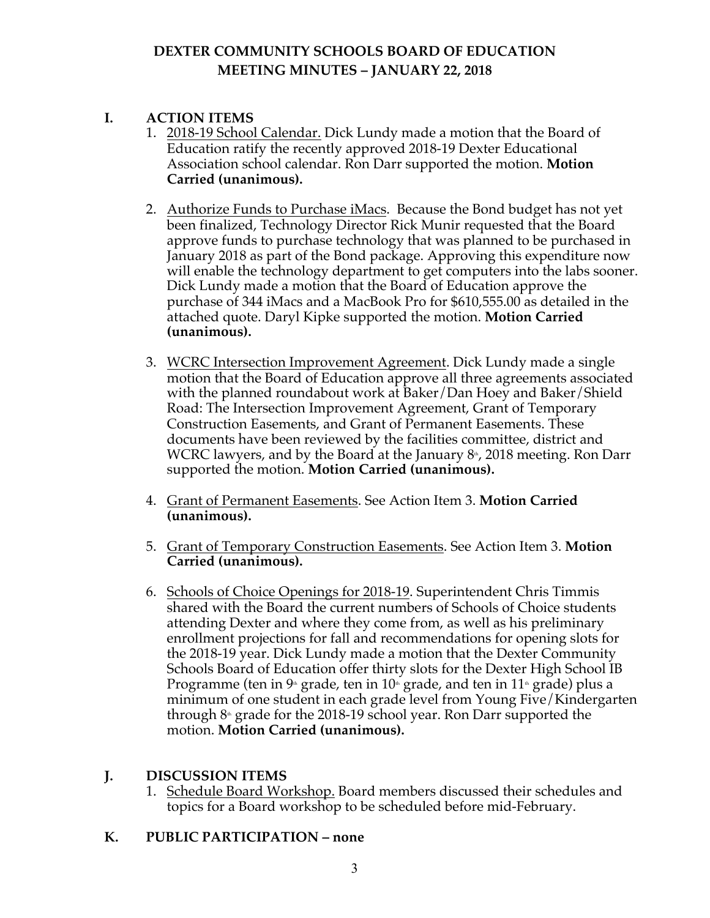# DEXTER COMMUNITY SCHOOLS BOARD OF EDUCATION MEETING MINUTES – JANUARY 22, 2018

## I. ACTION ITEMS

1. 2018-19 School Calendar. Dick Lundy made a motion that the Board of Education ratify the recently approved 2018-19 Dexter Educational Association school calendar. Ron Darr supported the motion. **Motion Carried (unanimous).**

2. Authorize Funds to Purchase iMacs. Because the Bond budget has not yet been finalized, Technology Director Rick Munir requested that the Board approve funds to purchase technology that was planned to be purchased in January 2018 as part of the Bond package. Approving this expenditure now will enable the technology department to get computers into the labs sooner. Dick Lundy made a motion that the Board of Education approve the purchase of 344 iMacs and a MacBook Pro for $610,555.00 as detailed in the attached quote. Daryl Kipke supported the motion. **Motion Carried (unanimous).**

3. WCRC Intersection Improvement Agreement. Dick Lundy made a single motion that the Board of Education approve all three agreements associated with the planned roundabout work at Baker/Dan Hoey and Baker/Shield Road: The Intersection Improvement Agreement, Grant of Temporary Construction Easements, and Grant of Permanent Easements. These documents have been reviewed by the facilities committee, district and WCRC lawyers, and by the Board at the January 8th, 2018 meeting. Ron Darr supported the motion. **Motion Carried (unanimous).**

4. Grant of Permanent Easements. See Action Item 3. **Motion Carried (unanimous).**

5. Grant of Temporary Construction Easements. See Action Item 3. **Motion Carried (unanimous).**

6. Schools of Choice Openings for 2018-19. Superintendent Chris Timmis shared with the Board the current numbers of Schools of Choice students attending Dexter and where they come from, as well as his preliminary enrollment projections for fall and recommendations for opening slots for the 2018-19 year. Dick Lundy made a motion that the Dexter Community Schools Board of Education offer thirty slots for the Dexter High School IB Programme (ten in 9th grade, ten in 10th grade, and ten in 11th grade) plus a minimum of one student in each grade level from Young Five/Kindergarten through 8th grade for the 2018-19 school year. Ron Darr supported the motion. **Motion Carried (unanimous).**

## J. DISCUSSION ITEMS

1. Schedule Board Workshop. Board members discussed their schedules and topics for a Board workshop to be scheduled before mid-February.

## K. PUBLIC PARTICIPATION – none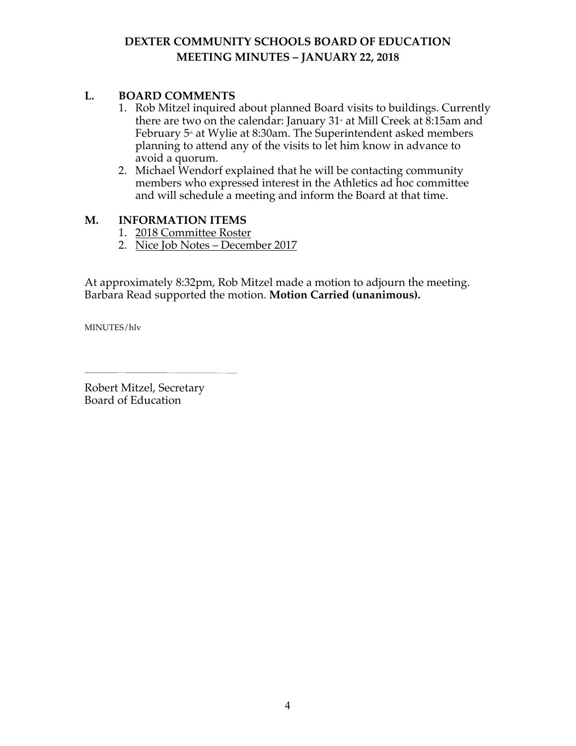# DEXTER COMMUNITY SCHOOLS BOARD OF EDUCATION
## MEETING MINUTES – JANUARY 22, 2018

### L. BOARD COMMENTS

1. Rob Mitzel inquired about planned Board visits to buildings. Currently there are two on the calendar: January 31st at Mill Creek at 8:15am and February 5th at Wylie at 8:30am. The Superintendent asked members planning to attend any of the visits to let him know in advance to avoid a quorum.
2. Michael Wendorf explained that he will be contacting community members who expressed interest in the Athletics ad hoc committee and will schedule a meeting and inform the Board at that time.

### M. INFORMATION ITEMS

1. 2018 Committee Roster
2. Nice Job Notes – December 2017

At approximately 8:32pm, Rob Mitzel made a motion to adjourn the meeting. Barbara Read supported the motion. **Motion Carried (unanimous).**

MINUTES/hlv

Robert Mitzel, Secretary
Board of Education